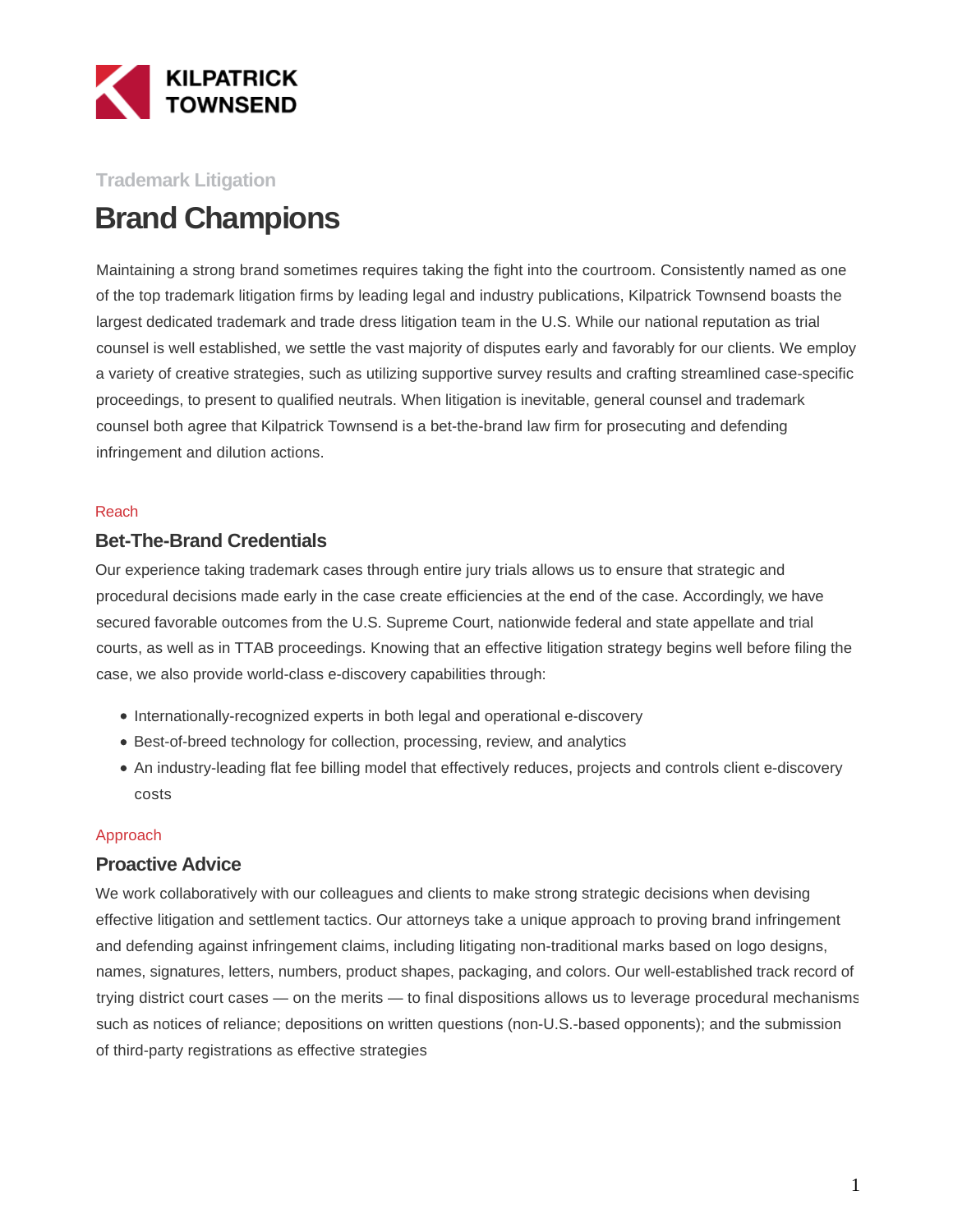KILPATRICK TOWNSEND

Trademark Litigation

# Brand Champions

Maintaining a strong brand sometimes requires taking the fight into the courtroom. Consistently named as one of the top trademark litigation firms by leading legal and industry publications, Kilpatrick Townsend boasts the largest dedicated trademark and trade dress litigation team in the U.S. While our national reputation as trial counsel is well established, we settle the vast majority of disputes early and favorably for our clients. We employ a variety of creative strategies, such as utilizing supportive survey results and crafting streamlined case-specific proceedings, to present to qualified neutrals. When litigation is inevitable, general counsel and trademark counsel both agree that Kilpatrick Townsend is a bet-the-brand law firm for prosecuting and defending infringement and dilution actions.

Reach

## Bet-The-Brand Credentials

Our experience taking trademark cases through entire jury trials allows us to ensure that strategic and procedural decisions made early in the case create efficiencies at the end of the case. Accordingly, we have secured favorable outcomes from the U.S. Supreme Court, nationwide federal and state appellate and trial courts, as well as in TTAB proceedings. Knowing that an effective litigation strategy begins well before filing the case, we also provide world-class e-discovery capabilities through:

- Internationally-recognized experts in both legal and operational e-discovery
- Best-of-breed technology for collection, processing, review, and analytics
- An industry-leading flat fee billing model that effectively reduces, projects and controls client e-discovery costs

Approach

## Proactive Advice

We work collaboratively with our colleagues and clients to make strong strategic decisions when devising effective litigation and settlement tactics. Our attorneys take a unique approach to proving brand infringement and defending against infringement claims, including litigating non-traditional marks based on logo designs, names, signatures, letters, numbers, product shapes, packaging, and colors. Our well-established track record of trying district court cases — on the merits — to final dispositions allows us to leverage procedural mechanisms such as notices of reliance; depositions on written questions (non-U.S.-based opponents); and the submission of third-party registrations as effective strategies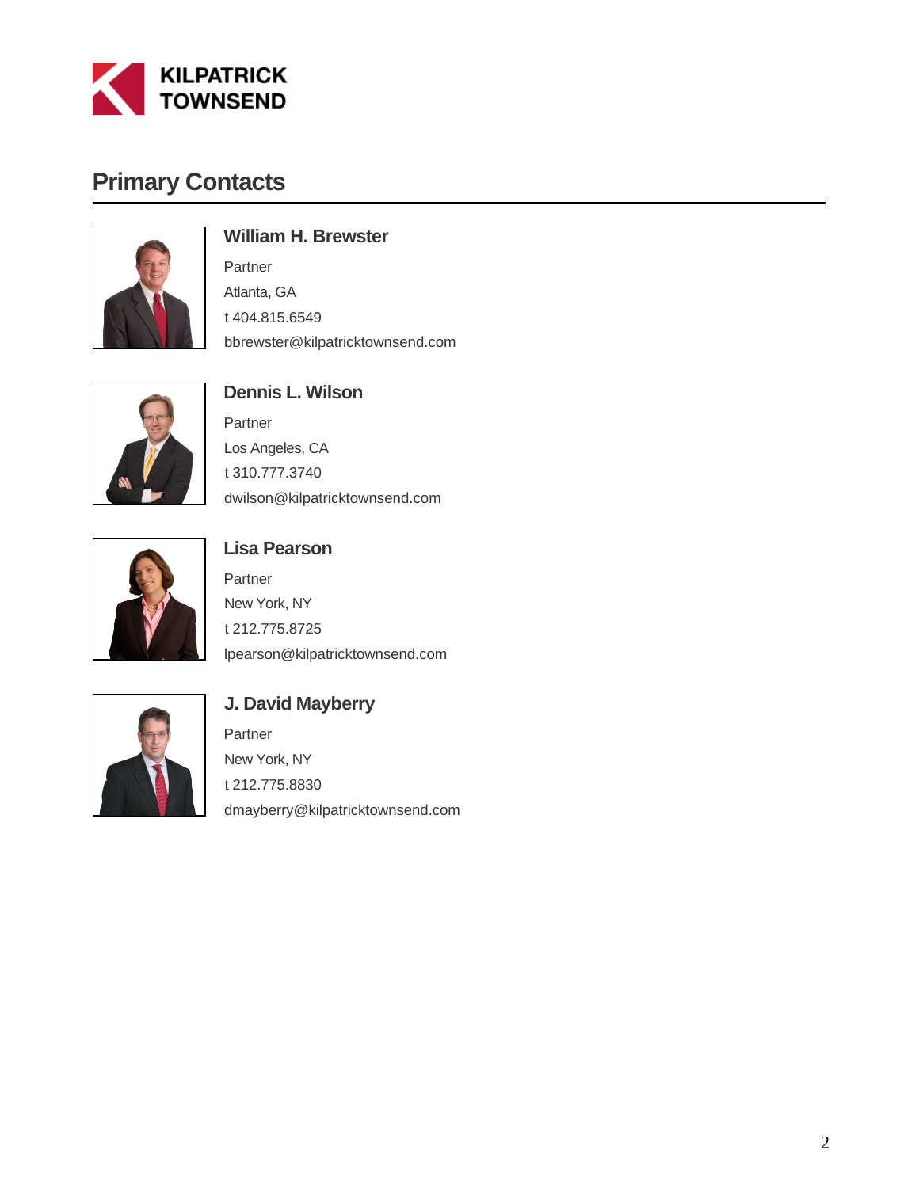KILPATRICK TOWNSEND

## Primary Contacts

### William H. Brewster

Partner

Atlanta, GA

t 404.815.6549

bbrewster@kilpatricktownsend.com

### Dennis L. Wilson

Partner

Los Angeles, CA

t 310.777.3740

dwilson@kilpatricktownsend.com

### Lisa Pearson

Partner

New York, NY

t 212.775.8725

lpearson@kilpatricktownsend.com

### J. David Mayberry

Partner

New York, NY

t 212.775.8830

dmayberry@kilpatricktownsend.com